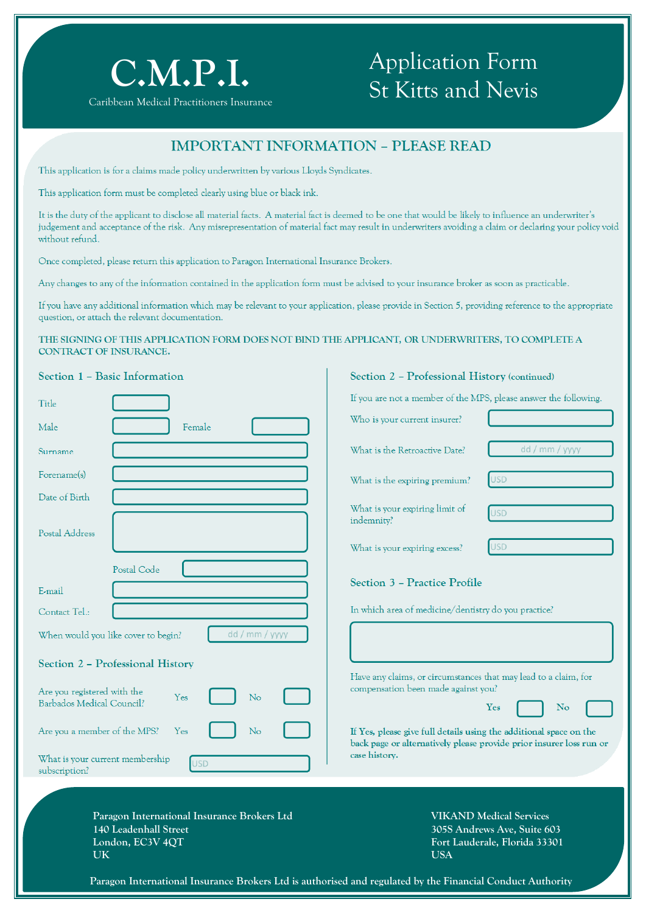# C.M.P.I.

Caribbean Medical Practitioners Insurance

# Application Form St Kitts and Nevis

## IMPORTANT INFORMATION – PLEASE READ

This application is for a claims made policy underwritten by various Lloyds Syndicates.

This application form must be completed clearly using blue or black ink.

It is the duty of the applicant to disclose all material facts. A material fact is deemed to be one that would be likely to influence an underwriter's judgement and acceptance of the risk. Any misrepresentation of material fact may result in underwriters avoiding a claim or declaring your policy void without refund.

Once completed, please return this application to Paragon International Insurance Brokers.

Any changes to any of the information contained in the application form must be advised to your insurance broker as soon as practicable.

If you have any additional information which may be relevant to your application, please provide in Section 5, providing reference to the appropriate question, or attach the relevant documentation.

**THE SIGNING OF THIS APPLICATION FORM DOES NOT BIND THE APPLICANT, OR UNDERWRITERS, TO COMPLETE A CONTRACT OF INSURANCE.**

## Section 1 – Basic Information

Title

Male Female

Surname

Forename(s)

Date of Birth

Postal Address

Postal Code

E-mail

Contact Tel.:

When would you like cover to begin? dd / mm / yyyy

## Section 2 – Professional History

Are you registered with the Barbados Medical Council? Yes No

Are you a member of the MPS? Yes No

What is your current membership subscription? USD

## Section 2 – Professional History (continued)

If you are not a member of the MPS, please answer the following.

Who is your current insurer?

What is the Retroactive Date? dd / mm / yyyy

What is the expiring premium? USD

What is your expiring limit of indemnity? USD

What is your expiring excess? USD

## Section 3 – Practice Profile

In which area of medicine/dentistry do you practice?

Have any claims, or circumstances that may lead to a claim, for compensation been made against you?

**Yes** **No**

**If Yes, please give full details using the additional space on the back page or alternatively please provide prior insurer loss run or case history.**

**Paragon International Insurance Brokers Ltd**
**140 Leadenhall Street**
**London, EC3V 4QT**
**UK**

**VIKAND Medical Services**
**305S Andrews Ave, Suite 603**
**Fort Lauderale, Florida 33301**
**USA**

**Paragon International Insurance Brokers Ltd is authorised and regulated by the Financial Conduct Authority**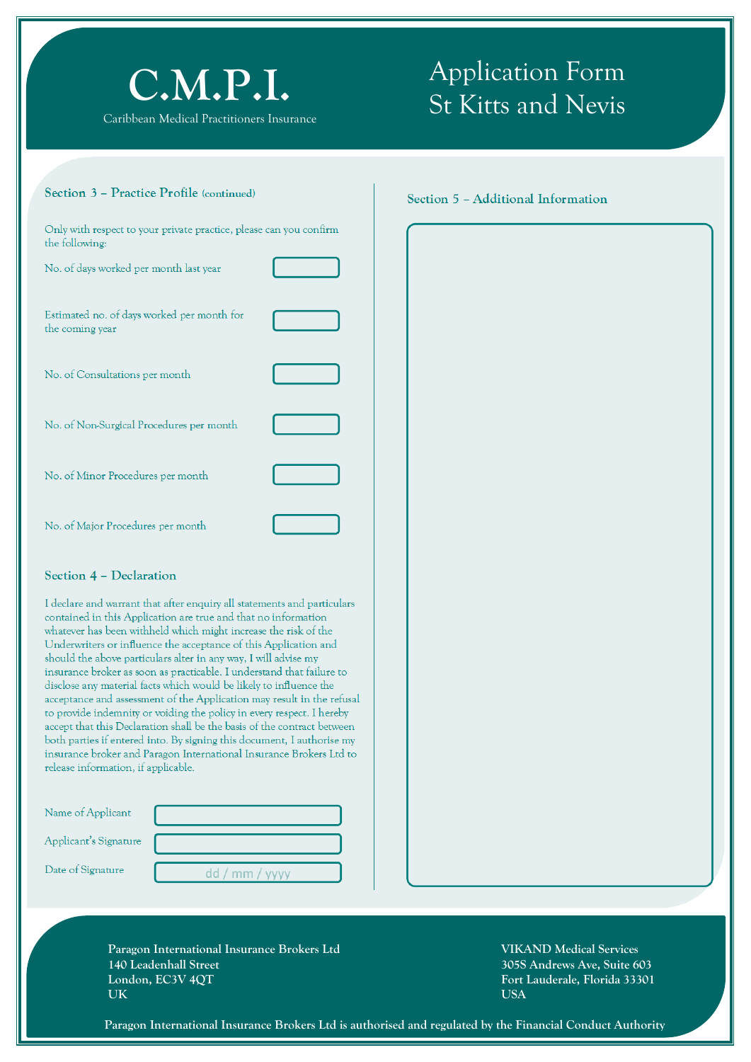# C.M.P.I.

Caribbean Medical Practitioners Insurance

# Application Form St Kitts and Nevis

## Section 3 – Practice Profile (continued)

Only with respect to your private practice, please can you confirm the following:

| | |
|---|---|
| No. of days worked per month last year | |
| Estimated no. of days worked per month for the coming year | |
| No. of Consultations per month | |
| No. of Non-Surgical Procedures per month | |
| No. of Minor Procedures per month | |
| No. of Major Procedures per month | |

## Section 4 – Declaration

I declare and warrant that after enquiry all statements and particulars contained in this Application are true and that no information whatever has been withheld which might increase the risk of the Underwriters or influence the acceptance of this Application and should the above particulars alter in any way, I will advise my insurance broker as soon as practicable. I understand that failure to disclose any material facts which would be likely to influence the acceptance and assessment of the Application may result in the refusal to provide indemnity or voiding the policy in every respect. I hereby accept that this Declaration shall be the basis of the contract between both parties if entered into. By signing this document, I authorise my insurance broker and Paragon International Insurance Brokers Ltd to release information, if applicable.

| | |
|---|---|
| Name of Applicant | |
| Applicant's Signature | |
| Date of Signature | dd / mm / yyyy |

## Section 5 – Additional Information

**Paragon International Insurance Brokers Ltd**
**140 Leadenhall Street**
**London, EC3V 4QT**
**UK**

**VIKAND Medical Services**
**305S Andrews Ave, Suite 603**
**Fort Lauderale, Florida 33301**
**USA**

**Paragon International Insurance Brokers Ltd is authorised and regulated by the Financial Conduct Authority**